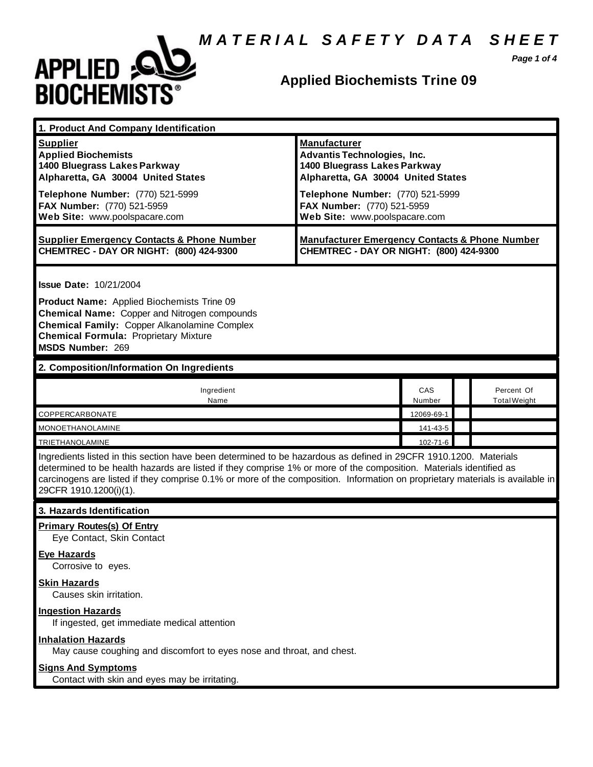# MATERIAL SAFETY DATA SHEET

**APPLIED BIOCHEMISTS®**

## Applied Biochemists Trine 09

### 1. Product And Company Identification

| **Supplier** | **Manufacturer** |
|---|---|
| **Applied Biochemists**<br>**1400 Bluegrass Lakes Parkway**<br>**Alpharetta, GA 30004 United States** | **Advantis Technologies, Inc.**<br>**1400 Bluegrass Lakes Parkway**<br>**Alpharetta, GA 30004 United States** |
| **Telephone Number:** (770) 521-5999<br>**FAX Number:** (770) 521-5959<br>**Web Site:** www.poolspacare.com | **Telephone Number:** (770) 521-5999<br>**FAX Number:** (770) 521-5959<br>**Web Site:** www.poolspacare.com |
| **Supplier Emergency Contacts & Phone Number**<br>**CHEMTREC - DAY OR NIGHT: (800) 424-9300** | **Manufacturer Emergency Contacts & Phone Number**<br>**CHEMTREC - DAY OR NIGHT: (800) 424-9300** |

**Issue Date:** 10/21/2004

**Product Name:** Applied Biochemists Trine 09
**Chemical Name:** Copper and Nitrogen compounds
**Chemical Family:** Copper Alkanolamine Complex
**Chemical Formula:** Proprietary Mixture
**MSDS Number:** 269

### 2. Composition/Information On Ingredients

| Ingredient Name | CAS Number | | Percent Of Total Weight |
|---|---|---|---|
| COPPERCARBONATE | 12069-69-1 | | |
| MONOETHANOLAMINE | 141-43-5 | | |
| TRIETHANOLAMINE | 102-71-6 | | |

Ingredients listed in this section have been determined to be hazardous as defined in 29CFR 1910.1200. Materials determined to be health hazards are listed if they comprise 1% or more of the composition. Materials identified as carcinogens are listed if they comprise 0.1% or more of the composition. Information on proprietary materials is available in 29CFR 1910.1200(i)(1).

### 3. Hazards Identification

**Primary Routes(s) Of Entry**
Eye Contact, Skin Contact

**Eye Hazards**
Corrosive to eyes.

**Skin Hazards**
Causes skin irritation.

**Ingestion Hazards**
If ingested, get immediate medical attention

**Inhalation Hazards**
May cause coughing and discomfort to eyes nose and throat, and chest.

**Signs And Symptoms**
Contact with skin and eyes may be irritating.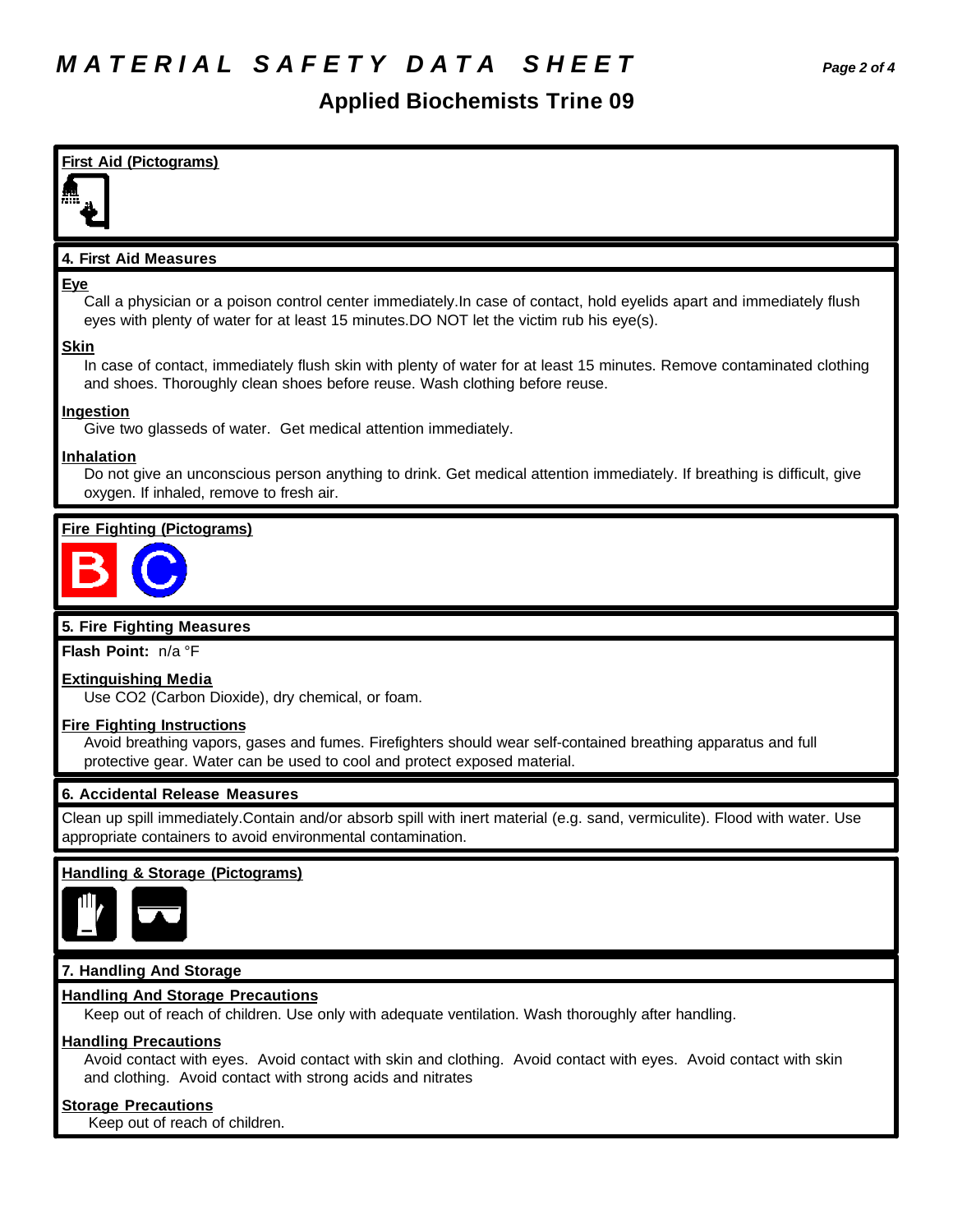# MATERIAL SAFETY DATA SHEET

## Applied Biochemists Trine 09

### First Aid (Pictograms)

### 4. First Aid Measures

**Eye**

Call a physician or a poison control center immediately.In case of contact, hold eyelids apart and immediately flush eyes with plenty of water for at least 15 minutes.DO NOT let the victim rub his eye(s).

**Skin**

In case of contact, immediately flush skin with plenty of water for at least 15 minutes. Remove contaminated clothing and shoes. Thoroughly clean shoes before reuse. Wash clothing before reuse.

**Ingestion**

Give two glasseds of water. Get medical attention immediately.

**Inhalation**

Do not give an unconscious person anything to drink. Get medical attention immediately. If breathing is difficult, give oxygen. If inhaled, remove to fresh air.

### Fire Fighting (Pictograms)

### 5. Fire Fighting Measures

**Flash Point:** n/a °F

**Extinguishing Media**

Use $CO_2$ (Carbon Dioxide), dry chemical, or foam.

**Fire Fighting Instructions**

Avoid breathing vapors, gases and fumes. Firefighters should wear self-contained breathing apparatus and full protective gear. Water can be used to cool and protect exposed material.

### 6. Accidental Release Measures

Clean up spill immediately.Contain and/or absorb spill with inert material (e.g. sand, vermiculite). Flood with water. Use appropriate containers to avoid environmental contamination.

### Handling & Storage (Pictograms)

### 7. Handling And Storage

**Handling And Storage Precautions**

Keep out of reach of children. Use only with adequate ventilation. Wash thoroughly after handling.

**Handling Precautions**

Avoid contact with eyes. Avoid contact with skin and clothing. Avoid contact with eyes. Avoid contact with skin and clothing. Avoid contact with strong acids and nitrates

**Storage Precautions**

Keep out of reach of children.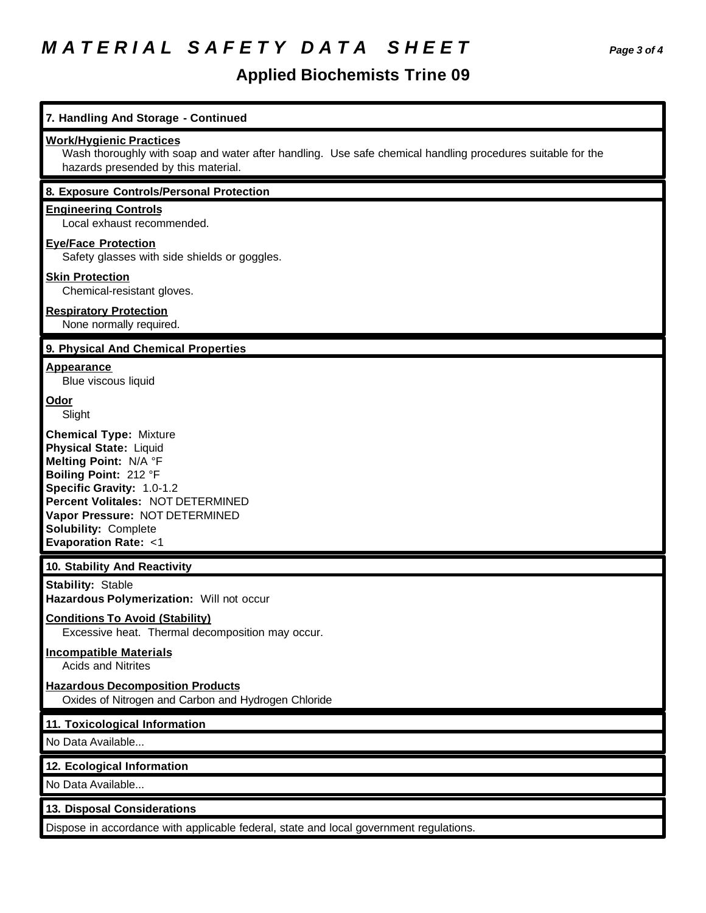# MATERIAL SAFETY DATA SHEET

## Applied Biochemists Trine 09

### 7. Handling And Storage - Continued

**Work/Hygienic Practices**

Wash thoroughly with soap and water after handling. Use safe chemical handling procedures suitable for the hazards presended by this material.

### 8. Exposure Controls/Personal Protection

**Engineering Controls**

Local exhaust recommended.

**Eye/Face Protection**

Safety glasses with side shields or goggles.

**Skin Protection**

Chemical-resistant gloves.

**Respiratory Protection**

None normally required.

### 9. Physical And Chemical Properties

**Appearance**

Blue viscous liquid

**Odor**

Slight

**Chemical Type:** Mixture
**Physical State:** Liquid
**Melting Point:** N/A °F
**Boiling Point:** 212 °F
**Specific Gravity:** 1.0-1.2
**Percent Volitales:** NOT DETERMINED
**Vapor Pressure:** NOT DETERMINED
**Solubility:** Complete
**Evaporation Rate:** <1

### 10. Stability And Reactivity

**Stability:** Stable
**Hazardous Polymerization:** Will not occur

**Conditions To Avoid (Stability)**

Excessive heat. Thermal decomposition may occur.

**Incompatible Materials**

Acids and Nitrites

**Hazardous Decomposition Products**

Oxides of Nitrogen and Carbon and Hydrogen Chloride

### 11. Toxicological Information

No Data Available...

### 12. Ecological Information

No Data Available...

### 13. Disposal Considerations

Dispose in accordance with applicable federal, state and local government regulations.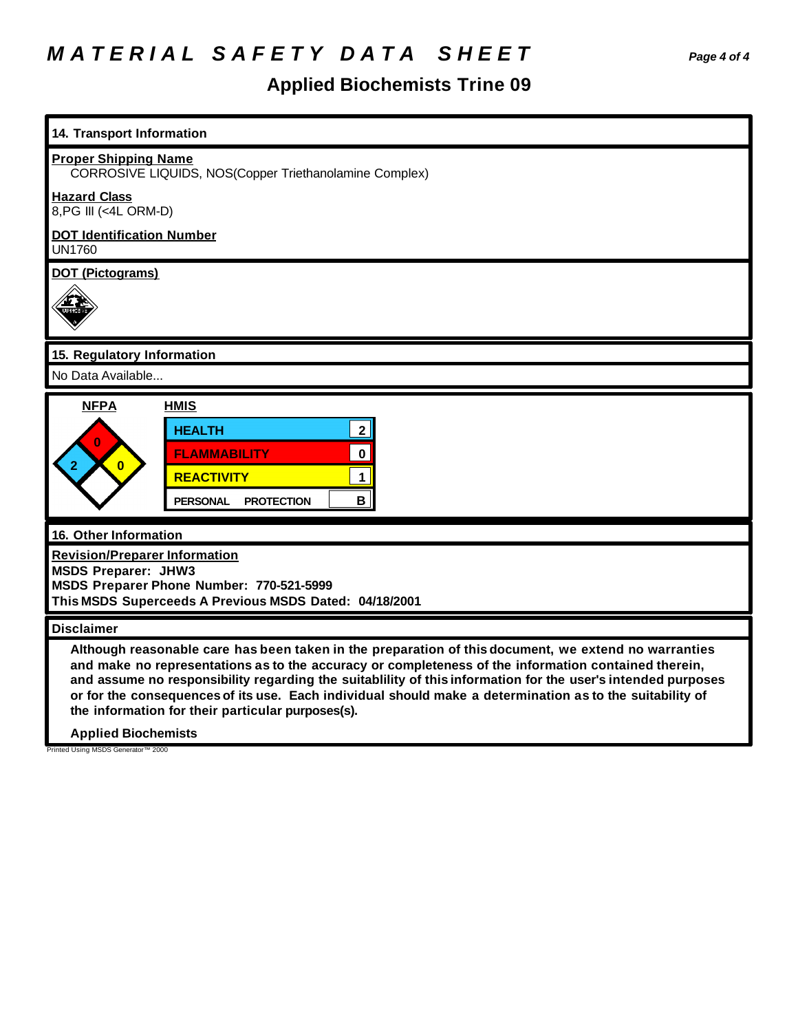# MATERIAL SAFETY DATA SHEET

## Applied Biochemists Trine 09

### 14. Transport Information

**Proper Shipping Name**
CORROSIVE LIQUIDS, NOS(Copper Triethanolamine Complex)

**Hazard Class**
8,PG III (<4L ORM-D)

**DOT Identification Number**
UN1760

**DOT (Pictograms)**

### 15. Regulatory Information

No Data Available...

**NFPA**

| Flammability | Health | Reactivity | Special |
| --- | --- | --- | --- |
| 0 | 2 | 0 | |

**HMIS**

| | |
| --- | --- |
| HEALTH | 2 |
| FLAMMABILITY | 0 |
| REACTIVITY | 1 |
| PERSONAL PROTECTION | B |

### 16. Other Information

**Revision/Preparer Information**
**MSDS Preparer: JHW3**
**MSDS Preparer Phone Number: 770-521-5999**
**This MSDS Superceeds A Previous MSDS Dated: 04/18/2001**

### Disclaimer

**Although reasonable care has been taken in the preparation of this document, we extend no warranties and make no representations as to the accuracy or completeness of the information contained therein, and assume no responsibility regarding the suitablility of this information for the user's intended purposes or for the consequences of its use. Each individual should make a determination as to the suitability of the information for their particular purposes(s).**

**Applied Biochemists**

Printed Using MSDS Generator™ 2000